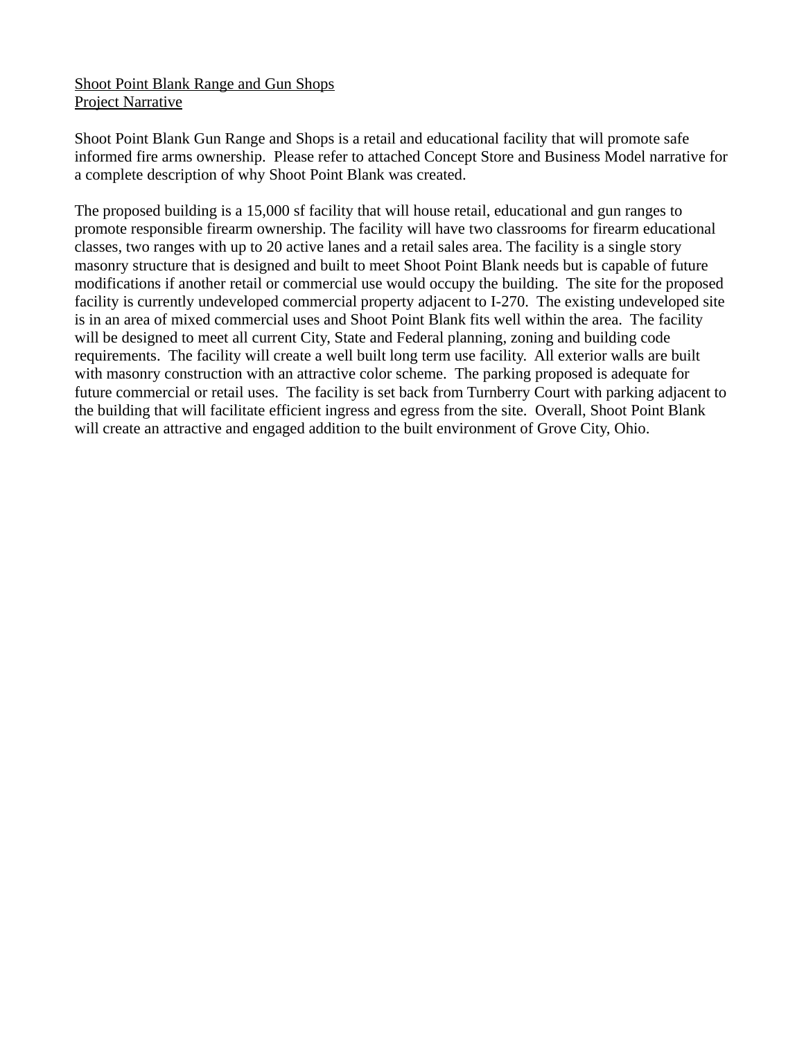Shoot Point Blank Range and Gun Shops
Project Narrative

Shoot Point Blank Gun Range and Shops is a retail and educational facility that will promote safe informed fire arms ownership. Please refer to attached Concept Store and Business Model narrative for a complete description of why Shoot Point Blank was created.

The proposed building is a 15,000 sf facility that will house retail, educational and gun ranges to promote responsible firearm ownership. The facility will have two classrooms for firearm educational classes, two ranges with up to 20 active lanes and a retail sales area. The facility is a single story masonry structure that is designed and built to meet Shoot Point Blank needs but is capable of future modifications if another retail or commercial use would occupy the building. The site for the proposed facility is currently undeveloped commercial property adjacent to I-270. The existing undeveloped site is in an area of mixed commercial uses and Shoot Point Blank fits well within the area. The facility will be designed to meet all current City, State and Federal planning, zoning and building code requirements. The facility will create a well built long term use facility. All exterior walls are built with masonry construction with an attractive color scheme. The parking proposed is adequate for future commercial or retail uses. The facility is set back from Turnberry Court with parking adjacent to the building that will facilitate efficient ingress and egress from the site. Overall, Shoot Point Blank will create an attractive and engaged addition to the built environment of Grove City, Ohio.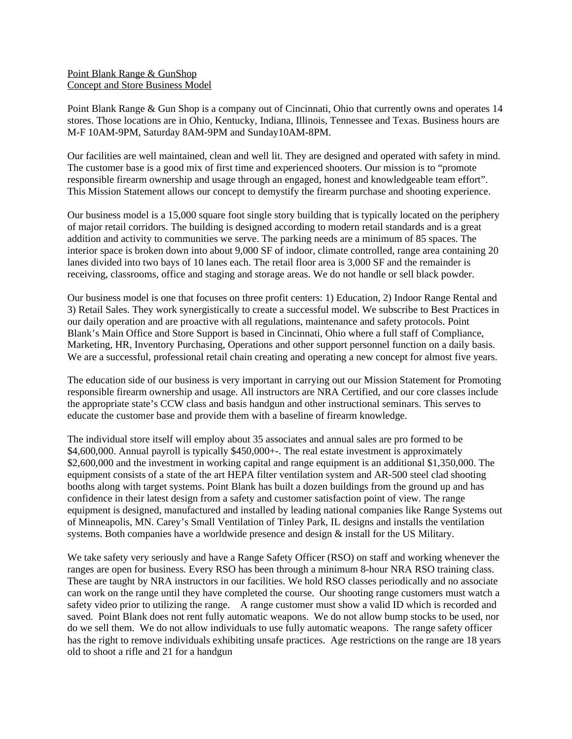Point Blank Range & GunShop
Concept and Store Business Model

Point Blank Range & Gun Shop is a company out of Cincinnati, Ohio that currently owns and operates 14 stores. Those locations are in Ohio, Kentucky, Indiana, Illinois, Tennessee and Texas. Business hours are M-F 10AM-9PM, Saturday 8AM-9PM and Sunday10AM-8PM.

Our facilities are well maintained, clean and well lit. They are designed and operated with safety in mind. The customer base is a good mix of first time and experienced shooters. Our mission is to "promote responsible firearm ownership and usage through an engaged, honest and knowledgeable team effort". This Mission Statement allows our concept to demystify the firearm purchase and shooting experience.

Our business model is a 15,000 square foot single story building that is typically located on the periphery of major retail corridors. The building is designed according to modern retail standards and is a great addition and activity to communities we serve. The parking needs are a minimum of 85 spaces. The interior space is broken down into about 9,000 SF of indoor, climate controlled, range area containing 20 lanes divided into two bays of 10 lanes each. The retail floor area is 3,000 SF and the remainder is receiving, classrooms, office and staging and storage areas. We do not handle or sell black powder.

Our business model is one that focuses on three profit centers: 1) Education, 2) Indoor Range Rental and 3) Retail Sales. They work synergistically to create a successful model. We subscribe to Best Practices in our daily operation and are proactive with all regulations, maintenance and safety protocols. Point Blank's Main Office and Store Support is based in Cincinnati, Ohio where a full staff of Compliance, Marketing, HR, Inventory Purchasing, Operations and other support personnel function on a daily basis. We are a successful, professional retail chain creating and operating a new concept for almost five years.

The education side of our business is very important in carrying out our Mission Statement for Promoting responsible firearm ownership and usage. All instructors are NRA Certified, and our core classes include the appropriate state's CCW class and basis handgun and other instructional seminars. This serves to educate the customer base and provide them with a baseline of firearm knowledge.

The individual store itself will employ about 35 associates and annual sales are pro formed to be $4,600,000. Annual payroll is typically $450,000+-. The real estate investment is approximately $2,600,000 and the investment in working capital and range equipment is an additional $1,350,000. The equipment consists of a state of the art HEPA filter ventilation system and AR-500 steel clad shooting booths along with target systems. Point Blank has built a dozen buildings from the ground up and has confidence in their latest design from a safety and customer satisfaction point of view. The range equipment is designed, manufactured and installed by leading national companies like Range Systems out of Minneapolis, MN. Carey's Small Ventilation of Tinley Park, IL designs and installs the ventilation systems. Both companies have a worldwide presence and design & install for the US Military.

We take safety very seriously and have a Range Safety Officer (RSO) on staff and working whenever the ranges are open for business. Every RSO has been through a minimum 8-hour NRA RSO training class. These are taught by NRA instructors in our facilities. We hold RSO classes periodically and no associate can work on the range until they have completed the course. Our shooting range customers must watch a safety video prior to utilizing the range. A range customer must show a valid ID which is recorded and saved. Point Blank does not rent fully automatic weapons. We do not allow bump stocks to be used, nor do we sell them. We do not allow individuals to use fully automatic weapons. The range safety officer has the right to remove individuals exhibiting unsafe practices. Age restrictions on the range are 18 years old to shoot a rifle and 21 for a handgun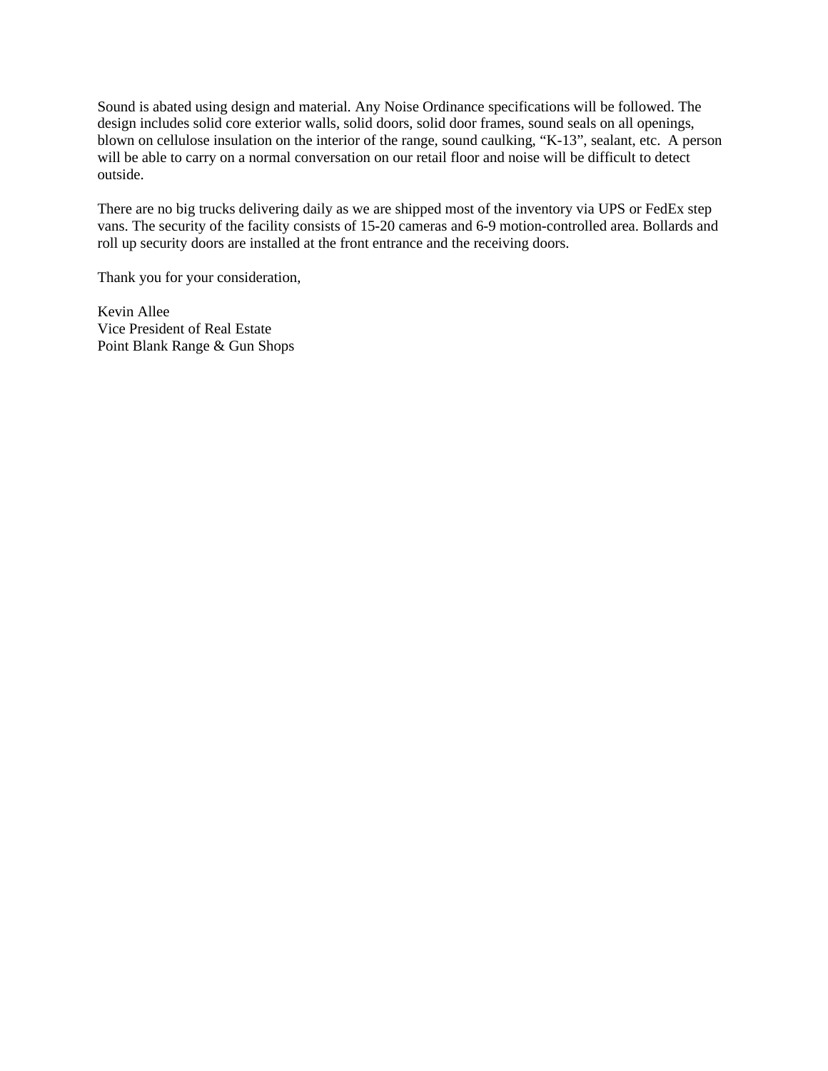Sound is abated using design and material. Any Noise Ordinance specifications will be followed. The design includes solid core exterior walls, solid doors, solid door frames, sound seals on all openings, blown on cellulose insulation on the interior of the range, sound caulking, “K-13”, sealant, etc. A person will be able to carry on a normal conversation on our retail floor and noise will be difficult to detect outside.

There are no big trucks delivering daily as we are shipped most of the inventory via UPS or FedEx step vans. The security of the facility consists of 15-20 cameras and 6-9 motion-controlled area. Bollards and roll up security doors are installed at the front entrance and the receiving doors.

Thank you for your consideration,

Kevin Allee
Vice President of Real Estate
Point Blank Range & Gun Shops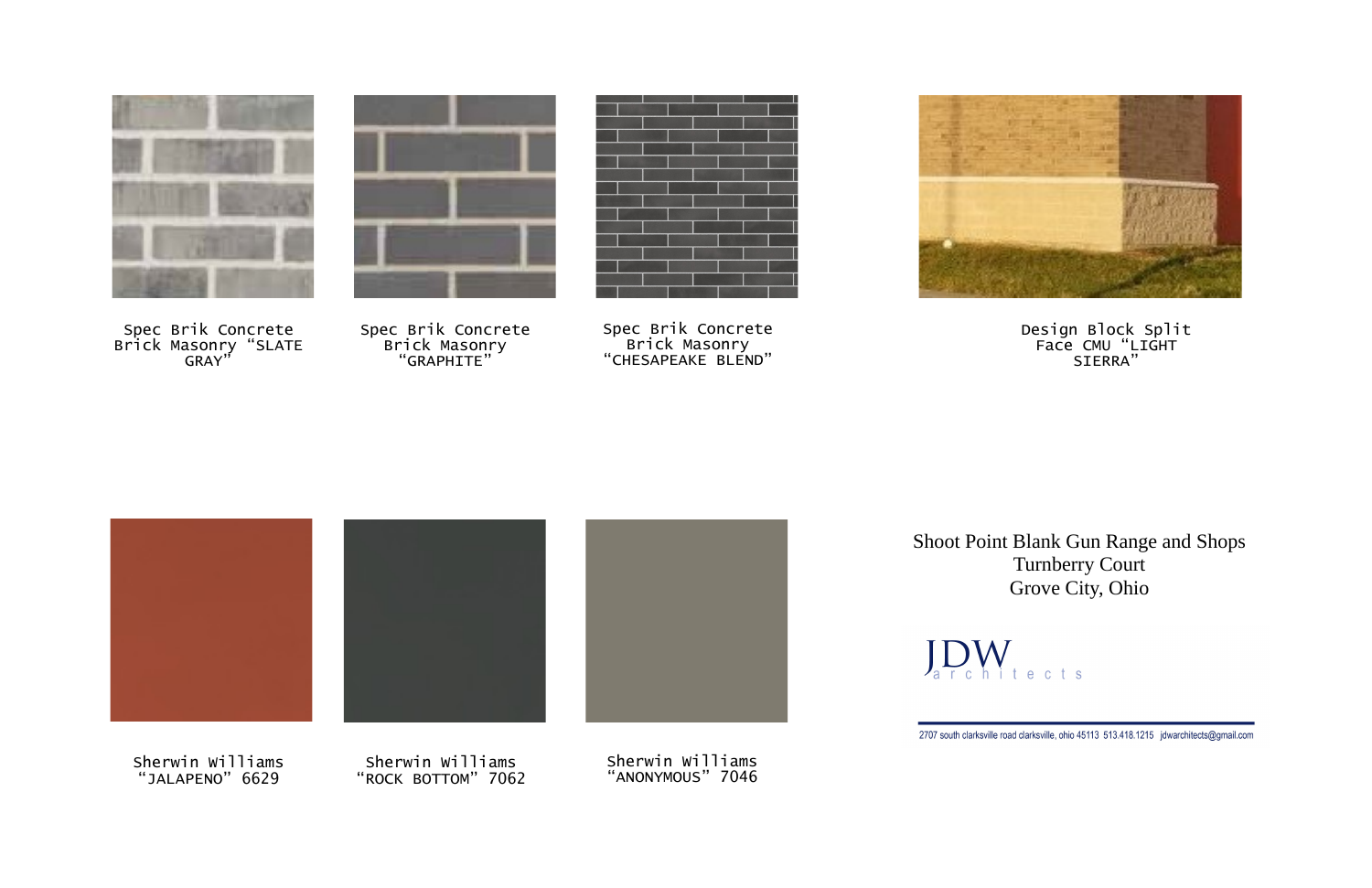Spec Brik Concrete Brick Masonry "SLATE GRAY"

Spec Brik Concrete Brick Masonry "GRAPHITE"

Spec Brik Concrete Brick Masonry "CHESAPEAKE BLEND"

Design Block Split Face CMU "LIGHT SIERRA"

Sherwin Williams "JALAPENO" 6629

Sherwin Williams "ROCK BOTTOM" 7062

Sherwin Williams "ANONYMOUS" 7046

Shoot Point Blank Gun Range and Shops
Turnberry Court
Grove City, Ohio

JDW architects

2707 south clarksville road clarksville, ohio 45113 513.418.1215 jdwarchitects@gmail.com